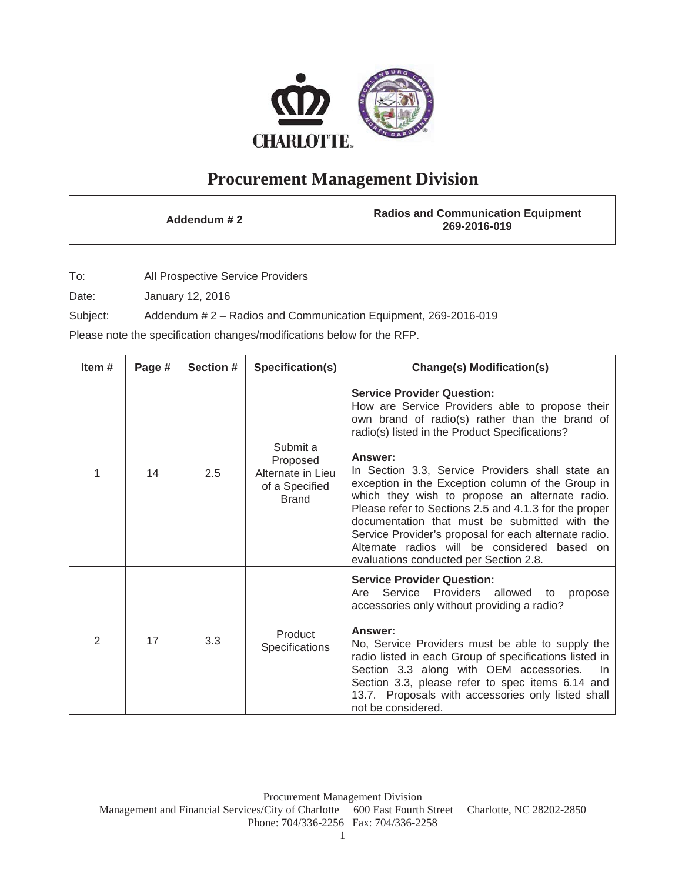# Procurement Management Division

| Addendum # 2 | Radios and Communication Equipment 269-2016-019 |
| --- | --- |

To: All Prospective Service Providers

Date: January 12, 2016

Subject: Addendum # 2 – Radios and Communication Equipment, 269-2016-019

Please note the specification changes/modifications below for the RFP.

| Item # | Page # | Section # | Specification(s) | Change(s) Modification(s) |
| --- | --- | --- | --- | --- |
| 1 | 14 | 2.5 | Submit a Proposed Alternate in Lieu of a Specified Brand | **Service Provider Question:** How are Service Providers able to propose their own brand of radio(s) rather than the brand of radio(s) listed in the Product Specifications?<br><br>**Answer:** In Section 3.3, Service Providers shall state an exception in the Exception column of the Group in which they wish to propose an alternate radio. Please refer to Sections 2.5 and 4.1.3 for the proper documentation that must be submitted with the Service Provider's proposal for each alternate radio. Alternate radios will be considered based on evaluations conducted per Section 2.8. |
| 2 | 17 | 3.3 | Product Specifications | **Service Provider Question:** Are Service Providers allowed to propose accessories only without providing a radio?<br><br>**Answer:** No, Service Providers must be able to supply the radio listed in each Group of specifications listed in Section 3.3 along with OEM accessories. In Section 3.3, please refer to spec items 6.14 and 13.7. Proposals with accessories only listed shall not be considered. |

Procurement Management Division
Management and Financial Services/City of Charlotte 600 East Fourth Street Charlotte, NC 28202-2850
Phone: 704/336-2256 Fax: 704/336-2258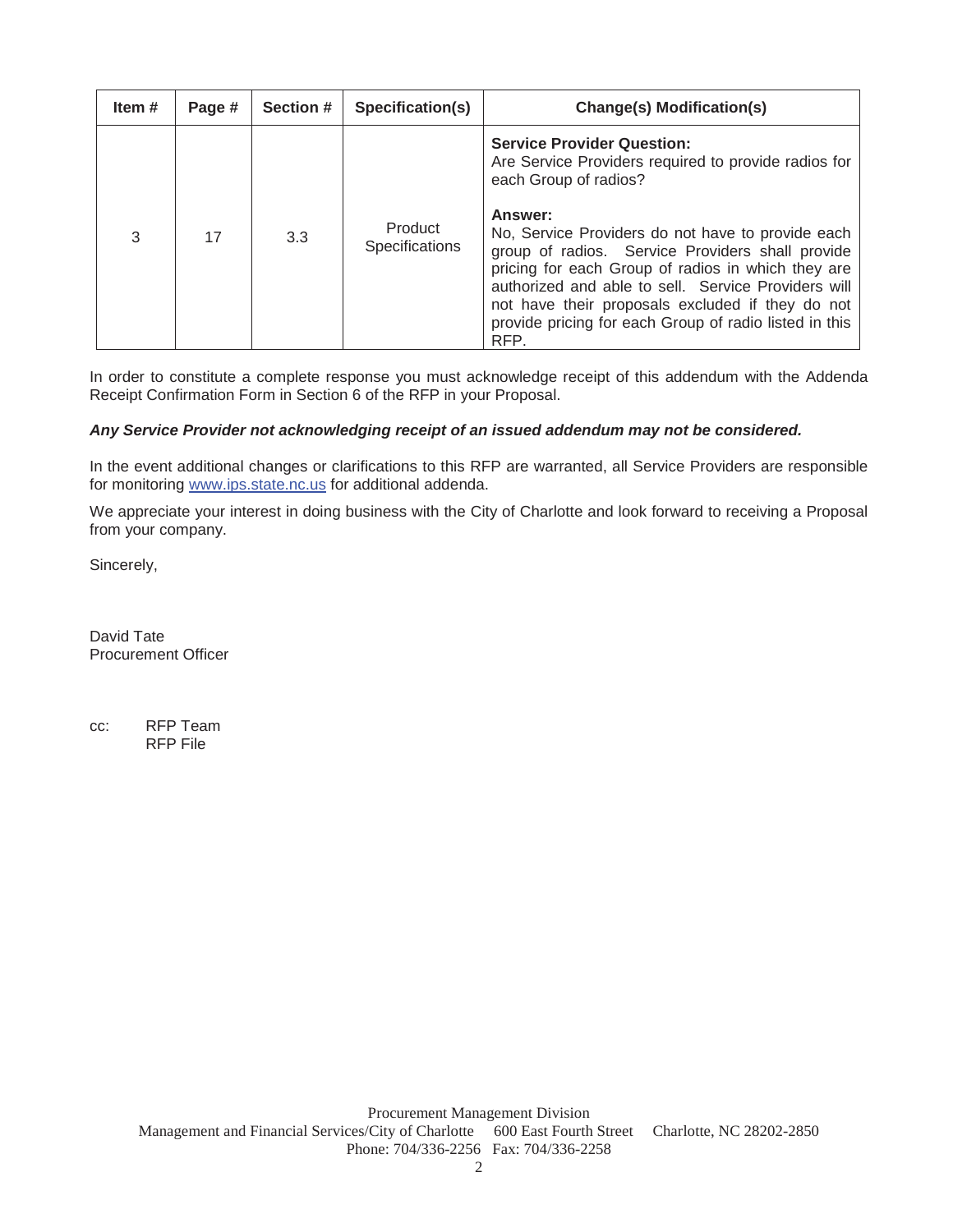| Item # | Page # | Section # | Specification(s) | Change(s) Modification(s) |
|---|---|---|---|---|
| 3 | 17 | 3.3 | Product Specifications | **Service Provider Question:** Are Service Providers required to provide radios for each Group of radios? **Answer:** No, Service Providers do not have to provide each group of radios. Service Providers shall provide pricing for each Group of radios in which they are authorized and able to sell. Service Providers will not have their proposals excluded if they do not provide pricing for each Group of radio listed in this RFP. |

In order to constitute a complete response you must acknowledge receipt of this addendum with the Addenda Receipt Confirmation Form in Section 6 of the RFP in your Proposal.

***Any Service Provider not acknowledging receipt of an issued addendum may not be considered.***

In the event additional changes or clarifications to this RFP are warranted, all Service Providers are responsible for monitoring www.ips.state.nc.us for additional addenda.

We appreciate your interest in doing business with the City of Charlotte and look forward to receiving a Proposal from your company.

Sincerely,

David Tate
Procurement Officer

cc: RFP Team
RFP File

Procurement Management Division
Management and Financial Services/City of Charlotte 600 East Fourth Street Charlotte, NC 28202-2850
Phone: 704/336-2256 Fax: 704/336-2258